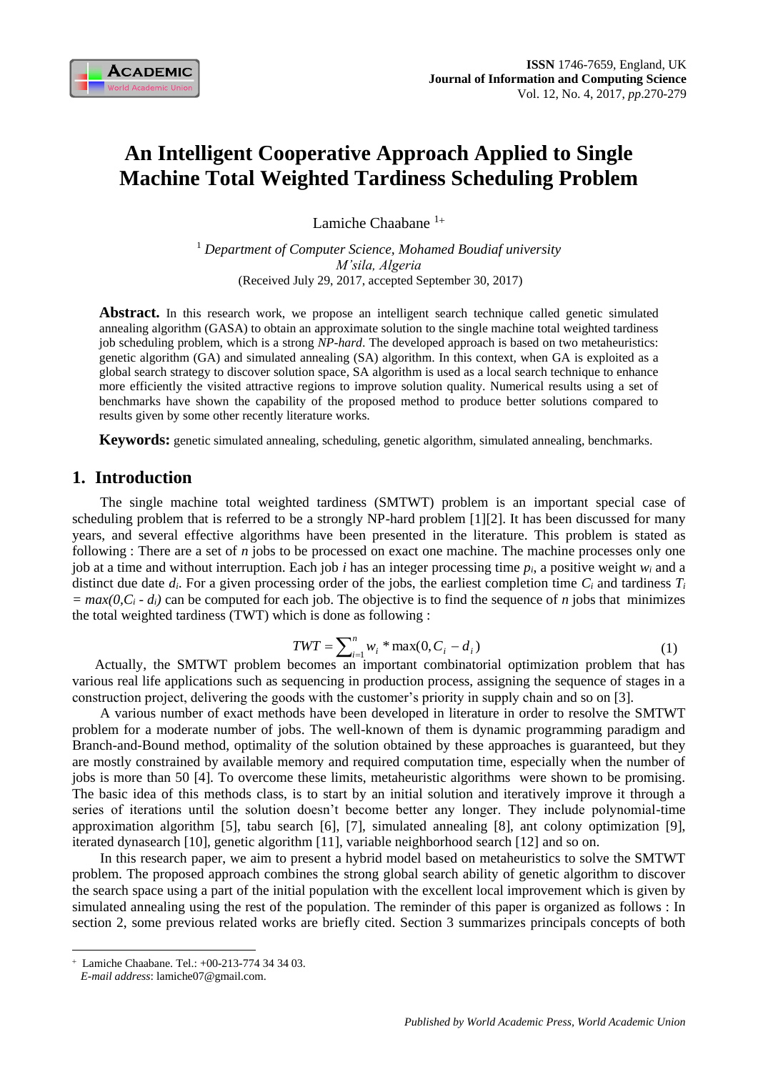# An Intelligent Cooperative Approach Applied to Single Machine Total Weighted Tardiness Scheduling Problem

Lamiche Chaabane [1+]

[1] *Department of Computer Science, Mohamed Boudiaf university M'sila, Algeria*
(Received July 29, 2017, accepted September 30, 2017)

**Abstract.** In this research work, we propose an intelligent search technique called genetic simulated annealing algorithm (GASA) to obtain an approximate solution to the single machine total weighted tardiness job scheduling problem, which is a strong *NP-hard*. The developed approach is based on two metaheuristics: genetic algorithm (GA) and simulated annealing (SA) algorithm. In this context, when GA is exploited as a global search strategy to discover solution space, SA algorithm is used as a local search technique to enhance more efficiently the visited attractive regions to improve solution quality. Numerical results using a set of benchmarks have shown the capability of the proposed method to produce better solutions compared to results given by some other recently literature works.

**Keywords:** genetic simulated annealing, scheduling, genetic algorithm, simulated annealing, benchmarks.

## 1. Introduction

The single machine total weighted tardiness (SMTWT) problem is an important special case of scheduling problem that is referred to be a strongly NP-hard problem [1][2]. It has been discussed for many years, and several effective algorithms have been presented in the literature. This problem is stated as following : There are a set of *n* jobs to be processed on exact one machine. The machine processes only one job at a time and without interruption. Each job *i* has an integer processing time $p_i$, a positive weight $w_i$ and a distinct due date $d_i$. For a given processing order of the jobs, the earliest completion time $C_i$ and tardiness $T_i = max(0,C_i - d_i)$ can be computed for each job. The objective is to find the sequence of *n* jobs that minimizes the total weighted tardiness (TWT) which is done as following :

$$TWT = \sum_{i=1}^{n} w_i * \max(0, C_i - d_i) \tag{1}$$

Actually, the SMTWT problem becomes an important combinatorial optimization problem that has various real life applications such as sequencing in production process, assigning the sequence of stages in a construction project, delivering the goods with the customer's priority in supply chain and so on [3].

A various number of exact methods have been developed in literature in order to resolve the SMTWT problem for a moderate number of jobs. The well-known of them is dynamic programming paradigm and Branch-and-Bound method, optimality of the solution obtained by these approaches is guaranteed, but they are mostly constrained by available memory and required computation time, especially when the number of jobs is more than 50 [4]. To overcome these limits, metaheuristic algorithms were shown to be promising. The basic idea of this methods class, is to start by an initial solution and iteratively improve it through a series of iterations until the solution doesn't become better any longer. They include polynomial-time approximation algorithm [5], tabu search [6], [7], simulated annealing [8], ant colony optimization [9], iterated dynasearch [10], genetic algorithm [11], variable neighborhood search [12] and so on.

In this research paper, we aim to present a hybrid model based on metaheuristics to solve the SMTWT problem. The proposed approach combines the strong global search ability of genetic algorithm to discover the search space using a part of the initial population with the excellent local improvement which is given by simulated annealing using the rest of the population. The reminder of this paper is organized as follows : In section 2, some previous related works are briefly cited. Section 3 summarizes principals concepts of both

---

[+] Lamiche Chaabane. Tel.: +00-213-774 34 34 03.
*E-mail address*: lamiche07@gmail.com.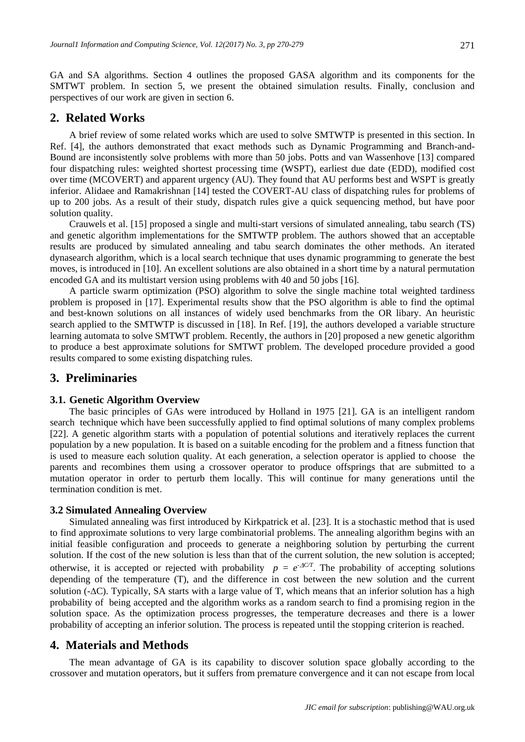GA and SA algorithms. Section 4 outlines the proposed GASA algorithm and its components for the SMTWT problem. In section 5, we present the obtained simulation results. Finally, conclusion and perspectives of our work are given in section 6.

## 2. Related Works

A brief review of some related works which are used to solve SMTWTP is presented in this section. In Ref. [4], the authors demonstrated that exact methods such as Dynamic Programming and Branch-and-Bound are inconsistently solve problems with more than 50 jobs. Potts and van Wassenhove [13] compared four dispatching rules: weighted shortest processing time (WSPT), earliest due date (EDD), modified cost over time (MCOVERT) and apparent urgency (AU). They found that AU performs best and WSPT is greatly inferior. Alidaee and Ramakrishnan [14] tested the COVERT-AU class of dispatching rules for problems of up to 200 jobs. As a result of their study, dispatch rules give a quick sequencing method, but have poor solution quality.

Crauwels et al. [15] proposed a single and multi-start versions of simulated annealing, tabu search (TS) and genetic algorithm implementations for the SMTWTP problem. The authors showed that an acceptable results are produced by simulated annealing and tabu search dominates the other methods. An iterated dynasearch algorithm, which is a local search technique that uses dynamic programming to generate the best moves, is introduced in [10]. An excellent solutions are also obtained in a short time by a natural permutation encoded GA and its multistart version using problems with 40 and 50 jobs [16].

A particle swarm optimization (PSO) algorithm to solve the single machine total weighted tardiness problem is proposed in [17]. Experimental results show that the PSO algorithm is able to find the optimal and best-known solutions on all instances of widely used benchmarks from the OR libary. An heuristic search applied to the SMTWTP is discussed in [18]. In Ref. [19], the authors developed a variable structure learning automata to solve SMTWT problem. Recently, the authors in [20] proposed a new genetic algorithm to produce a best approximate solutions for SMTWT problem. The developed procedure provided a good results compared to some existing dispatching rules.

## 3. Preliminaries

### 3.1. Genetic Algorithm Overview

The basic principles of GAs were introduced by Holland in 1975 [21]. GA is an intelligent random search technique which have been successfully applied to find optimal solutions of many complex problems [22]. A genetic algorithm starts with a population of potential solutions and iteratively replaces the current population by a new population. It is based on a suitable encoding for the problem and a fitness function that is used to measure each solution quality. At each generation, a selection operator is applied to choose the parents and recombines them using a crossover operator to produce offsprings that are submitted to a mutation operator in order to perturb them locally. This will continue for many generations until the termination condition is met.

### 3.2 Simulated Annealing Overview

Simulated annealing was first introduced by Kirkpatrick et al. [23]. It is a stochastic method that is used to find approximate solutions to very large combinatorial problems. The annealing algorithm begins with an initial feasible configuration and proceeds to generate a neighboring solution by perturbing the current solution. If the cost of the new solution is less than that of the current solution, the new solution is accepted; otherwise, it is accepted or rejected with probability $p = e^{-\Delta C/T}$. The probability of accepting solutions depending of the temperature (T), and the difference in cost between the new solution and the current solution ($-\Delta$C). Typically, SA starts with a large value of T, which means that an inferior solution has a high probability of being accepted and the algorithm works as a random search to find a promising region in the solution space. As the optimization process progresses, the temperature decreases and there is a lower probability of accepting an inferior solution. The process is repeated until the stopping criterion is reached.

## 4. Materials and Methods

The mean advantage of GA is its capability to discover solution space globally according to the crossover and mutation operators, but it suffers from premature convergence and it can not escape from local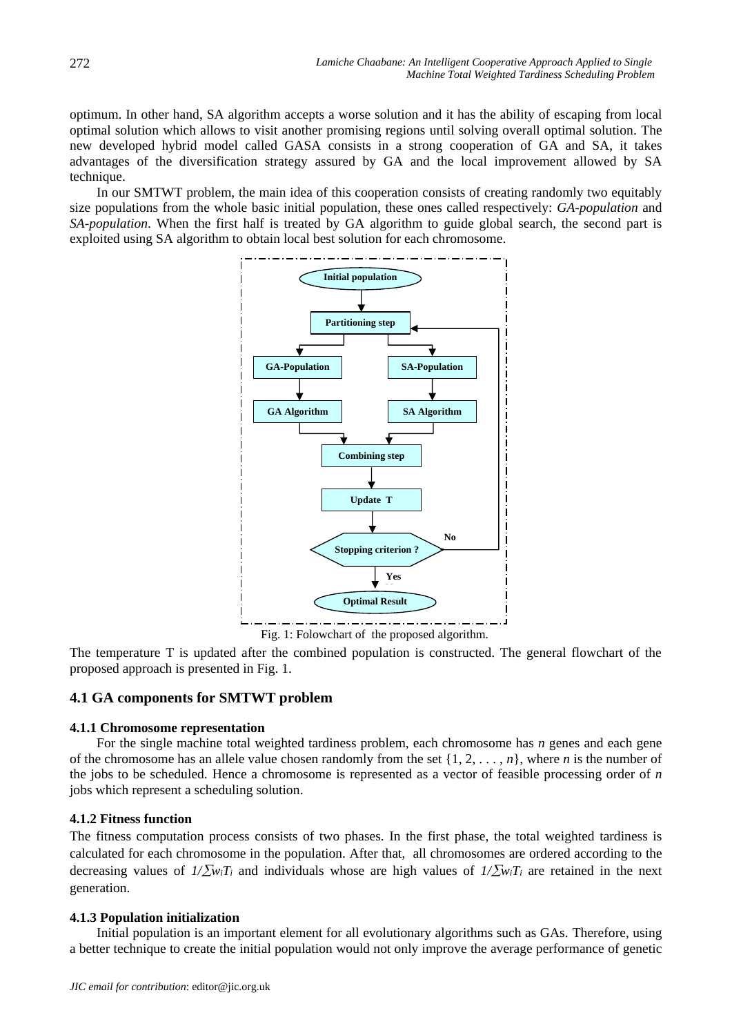optimum. In other hand, SA algorithm accepts a worse solution and it has the ability of escaping from local optimal solution which allows to visit another promising regions until solving overall optimal solution. The new developed hybrid model called GASA consists in a strong cooperation of GA and SA, it takes advantages of the diversification strategy assured by GA and the local improvement allowed by SA technique.

In our SMTWT problem, the main idea of this cooperation consists of creating randomly two equitably size populations from the whole basic initial population, these ones called respectively: *GA-population* and *SA-population*. When the first half is treated by GA algorithm to guide global search, the second part is exploited using SA algorithm to obtain local best solution for each chromosome.

Fig. 1: Folowchart of the proposed algorithm.

The temperature T is updated after the combined population is constructed. The general flowchart of the proposed approach is presented in Fig. 1.

## 4.1 GA components for SMTWT problem

### 4.1.1 Chromosome representation

For the single machine total weighted tardiness problem, each chromosome has $n$ genes and each gene of the chromosome has an allele value chosen randomly from the set $\{1, 2, \ldots, n\}$, where $n$ is the number of the jobs to be scheduled. Hence a chromosome is represented as a vector of feasible processing order of $n$ jobs which represent a scheduling solution.

### 4.1.2 Fitness function

The fitness computation process consists of two phases. In the first phase, the total weighted tardiness is calculated for each chromosome in the population. After that, all chromosomes are ordered according to the decreasing values of $1/\sum w_i T_i$ and individuals whose are high values of $1/\sum w_i T_i$ are retained in the next generation.

### 4.1.3 Population initialization

Initial population is an important element for all evolutionary algorithms such as GAs. Therefore, using a better technique to create the initial population would not only improve the average performance of genetic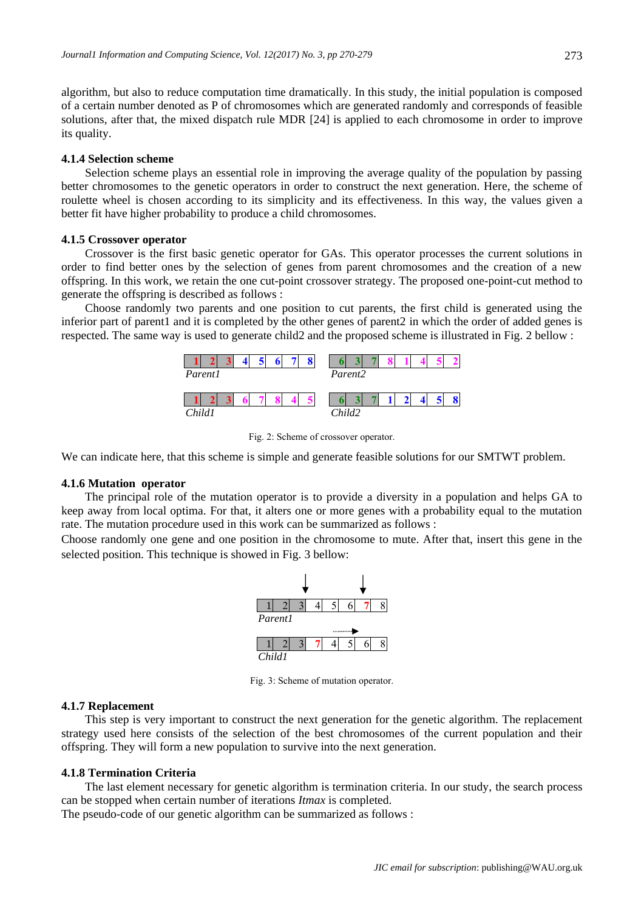algorithm, but also to reduce computation time dramatically. In this study, the initial population is composed of a certain number denoted as P of chromosomes which are generated randomly and corresponds of feasible solutions, after that, the mixed dispatch rule MDR [24] is applied to each chromosome in order to improve its quality.

#### 4.1.4 Selection scheme

Selection scheme plays an essential role in improving the average quality of the population by passing better chromosomes to the genetic operators in order to construct the next generation. Here, the scheme of roulette wheel is chosen according to its simplicity and its effectiveness. In this way, the values given a better fit have higher probability to produce a child chromosomes.

#### 4.1.5 Crossover operator

Crossover is the first basic genetic operator for GAs. This operator processes the current solutions in order to find better ones by the selection of genes from parent chromosomes and the creation of a new offspring. In this work, we retain the one cut-point crossover strategy. The proposed one-point-cut method to generate the offspring is described as follows :

Choose randomly two parents and one position to cut parents, the first child is generated using the inferior part of parent1 and it is completed by the other genes of parent2 in which the order of added genes is respected. The same way is used to generate child2 and the proposed scheme is illustrated in Fig. 2 bellow :

| 1 | 2 | 3 | 4 | 5 | 6 | 7 | 8 |
|---|---|---|---|---|---|---|---|

*Parent1*

| 6 | 3 | 7 | 8 | 1 | 4 | 5 | 2 |
|---|---|---|---|---|---|---|---|

*Parent2*

| 1 | 2 | 3 | 6 | 7 | 8 | 4 | 5 |
|---|---|---|---|---|---|---|---|

*Child1*

| 6 | 3 | 7 | 1 | 2 | 4 | 5 | 8 |
|---|---|---|---|---|---|---|---|

*Child2*

Fig. 2: Scheme of crossover operator.

We can indicate here, that this scheme is simple and generate feasible solutions for our SMTWT problem.

#### 4.1.6 Mutation operator

The principal role of the mutation operator is to provide a diversity in a population and helps GA to keep away from local optima. For that, it alters one or more genes with a probability equal to the mutation rate. The mutation procedure used in this work can be summarized as follows :

Choose randomly one gene and one position in the chromosome to mute. After that, insert this gene in the selected position. This technique is showed in Fig. 3 bellow:

| 1 | 2 | 3 | 4 | 5 | 6 | 7 | 8 |
|---|---|---|---|---|---|---|---|

*Parent1*

| 1 | 2 | 3 | 7 | 4 | 5 | 6 | 8 |
|---|---|---|---|---|---|---|---|

*Child1*

Fig. 3: Scheme of mutation operator.

#### 4.1.7 Replacement

This step is very important to construct the next generation for the genetic algorithm. The replacement strategy used here consists of the selection of the best chromosomes of the current population and their offspring. They will form a new population to survive into the next generation.

#### 4.1.8 Termination Criteria

The last element necessary for genetic algorithm is termination criteria. In our study, the search process can be stopped when certain number of iterations *Itmax* is completed.

The pseudo-code of our genetic algorithm can be summarized as follows :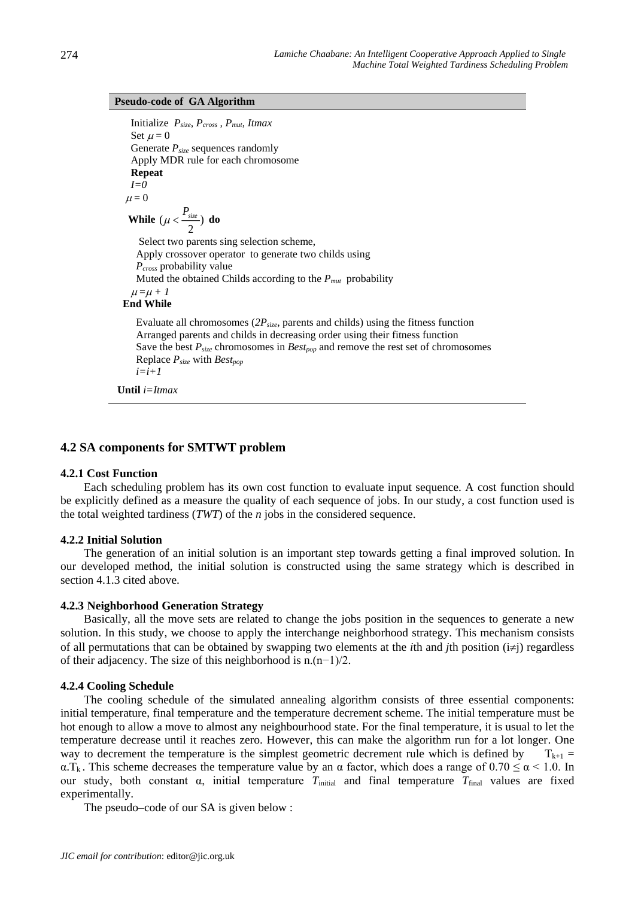**Pseudo-code of GA Algorithm**

```
Initialize P_size, P_cross, P_mut, Itmax
Set μ = 0
Generate P_size sequences randomly
Apply MDR rule for each chromosome
Repeat
  I=0
  μ = 0
  While (μ < P_size/2) do
    Select two parents sing selection scheme,
    Apply crossover operator to generate two childs using
    P_cross probability value
    Muted the obtained Childs according to the P_mut probability
    μ = μ + 1
  End While
    Evaluate all chromosomes (2P_size, parents and childs) using the fitness function
    Arranged parents and childs in decreasing order using their fitness function
    Save the best P_size chromosomes in Best_pop and remove the rest set of chromosomes
    Replace P_size with Best_pop
    i=i+1
Until i=Itmax
```

## 4.2 SA components for SMTWT problem

### 4.2.1 Cost Function

Each scheduling problem has its own cost function to evaluate input sequence. A cost function should be explicitly defined as a measure the quality of each sequence of jobs. In our study, a cost function used is the total weighted tardiness (*TWT*) of the *n* jobs in the considered sequence.

### 4.2.2 Initial Solution

The generation of an initial solution is an important step towards getting a final improved solution. In our developed method, the initial solution is constructed using the same strategy which is described in section 4.1.3 cited above.

### 4.2.3 Neighborhood Generation Strategy

Basically, all the move sets are related to change the jobs position in the sequences to generate a new solution. In this study, we choose to apply the interchange neighborhood strategy. This mechanism consists of all permutations that can be obtained by swapping two elements at the *i*th and *j*th position ($i \neq j$) regardless of their adjacency. The size of this neighborhood is $n.(n-1)/2$.

### 4.2.4 Cooling Schedule

The cooling schedule of the simulated annealing algorithm consists of three essential components: initial temperature, final temperature and the temperature decrement scheme. The initial temperature must be hot enough to allow a move to almost any neighbourhood state. For the final temperature, it is usual to let the temperature decrease until it reaches zero. However, this can make the algorithm run for a lot longer. One way to decrement the temperature is the simplest geometric decrement rule which is defined by $T_{k+1} = \alpha.T_k$. This scheme decreases the temperature value by an α factor, which does a range of $0.70 \leq \alpha < 1.0$. In our study, both constant α, initial temperature $T_{\text{initial}}$ and final temperature $T_{\text{final}}$ values are fixed experimentally.

The pseudo–code of our SA is given below :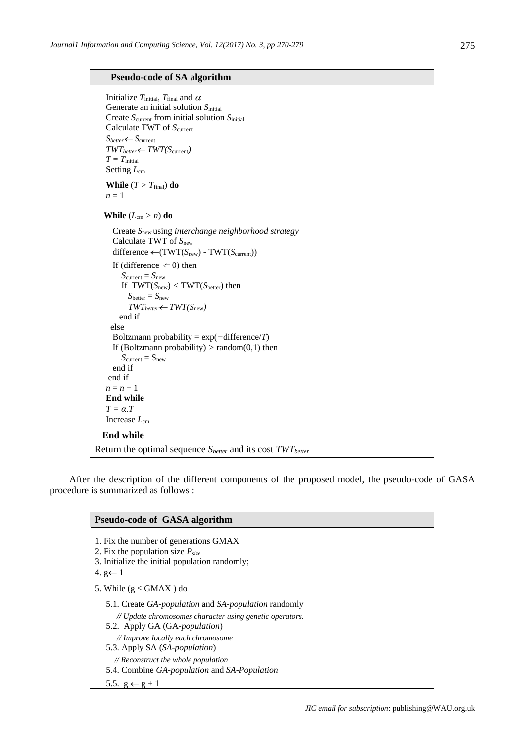**Pseudo-code of SA algorithm**

```
Initialize T_initial, T_final and α
Generate an initial solution S_initial
Create S_current from initial solution S_initial
Calculate TWT of S_current
S_better ← S_current
TWT_better ← TWT(S_current)
T = T_initial
Setting L_cm
While (T > T_final) do
n = 1
 While (L_cm > n) do
   Create S_new using interchange neighborhood strategy
   Calculate TWT of S_new
   difference ←(TWT(S_new) - TWT(S_current))
   If (difference ⇐ 0) then
      S_current = S_new
      If TWT(S_new) < TWT(S_better) then
        S_better = S_new
        TWT_better ← TWT(S_new)
      end if
   else
    Boltzmann probability = exp(−difference/T)
    If (Boltzmann probability) > random(0,1) then
      S_current = S_new
    end if
  end if
 n = n + 1
 End while
 T = α.T
 Increase L_cm
End while
Return the optimal sequence S_better and its cost TWT_better
```

After the description of the different components of the proposed model, the pseudo-code of GASA procedure is summarized as follows :

**Pseudo-code of GASA algorithm**

```
1. Fix the number of generations GMAX
2. Fix the population size P_size
3. Initialize the initial population randomly;
4. g← 1
5. While (g ≤ GMAX ) do
   5.1. Create GA-population and SA-population randomly
      // Update chromosomes character using genetic operators.
   5.2. Apply GA (GA-population)
      // Improve locally each chromosome
   5.3. Apply SA (SA-population)
      // Reconstruct the whole population
   5.4. Combine GA-population and SA-Population
   5.5. g ← g + 1
```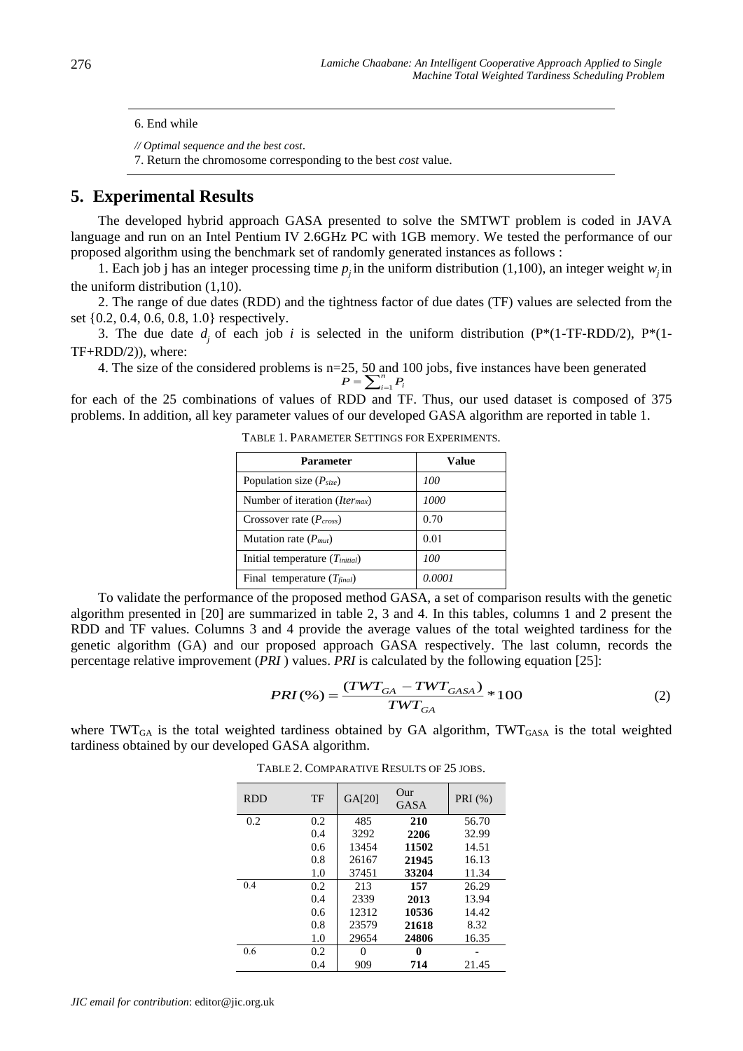```
6. End while

// Optimal sequence and the best cost.
7. Return the chromosome corresponding to the best cost value.
```

## 5. Experimental Results

The developed hybrid approach GASA presented to solve the SMTWT problem is coded in JAVA language and run on an Intel Pentium IV 2.6GHz PC with 1GB memory. We tested the performance of our proposed algorithm using the benchmark set of randomly generated instances as follows :

1. Each job j has an integer processing time $p_j$ in the uniform distribution (1,100), an integer weight $w_j$ in the uniform distribution (1,10).

2. The range of due dates (RDD) and the tightness factor of due dates (TF) values are selected from the set {0.2, 0.4, 0.6, 0.8, 1.0} respectively.

3. The due date $d_j$ of each job $i$ is selected in the uniform distribution (P*(1-TF-RDD/2), P*(1-TF+RDD/2)), where:

$$P = \sum_{i=1}^{n} P_i$$

4. The size of the considered problems is n=25, 50 and 100 jobs, five instances have been generated for each of the 25 combinations of values of RDD and TF. Thus, our used dataset is composed of 375 problems. In addition, all key parameter values of our developed GASA algorithm are reported in table 1.

TABLE 1. PARAMETER SETTINGS FOR EXPERIMENTS.

| Parameter | Value |
|---|---|
| Population size ($P_{size}$) | *100* |
| Number of iteration ($Iter_{max}$) | *1000* |
| Crossover rate ($P_{cross}$) | 0.70 |
| Mutation rate ($P_{mut}$) | 0.01 |
| Initial temperature ($T_{initial}$) | *100* |
| Final temperature ($T_{final}$) | *0.0001* |

To validate the performance of the proposed method GASA, a set of comparison results with the genetic algorithm presented in [20] are summarized in table 2, 3 and 4. In this tables, columns 1 and 2 present the RDD and TF values. Columns 3 and 4 provide the average values of the total weighted tardiness for the genetic algorithm (GA) and our proposed approach GASA respectively. The last column, records the percentage relative improvement (*PRI* ) values. *PRI* is calculated by the following equation [25]:

$$PRI(\%) = \frac{(TWT_{GA} - TWT_{GASA})}{TWT_{GA}} * 100 \tag{2}$$

where $TWT_{GA}$ is the total weighted tardiness obtained by GA algorithm, $TWT_{GASA}$ is the total weighted tardiness obtained by our developed GASA algorithm.

TABLE 2. COMPARATIVE RESULTS OF 25 JOBS.

| RDD | TF | GA[20] | Our GASA | PRI (%) |
|---|---|---|---|---|
| 0.2 | 0.2 | 485 | **210** | 56.70 |
| | 0.4 | 3292 | **2206** | 32.99 |
| | 0.6 | 13454 | **11502** | 14.51 |
| | 0.8 | 26167 | **21945** | 16.13 |
| | 1.0 | 37451 | **33204** | 11.34 |
| 0.4 | 0.2 | 213 | **157** | 26.29 |
| | 0.4 | 2339 | **2013** | 13.94 |
| | 0.6 | 12312 | **10536** | 14.42 |
| | 0.8 | 23579 | **21618** | 8.32 |
| | 1.0 | 29654 | **24806** | 16.35 |
| 0.6 | 0.2 | 0 | **0** | - |
| | 0.4 | 909 | **714** | 21.45 |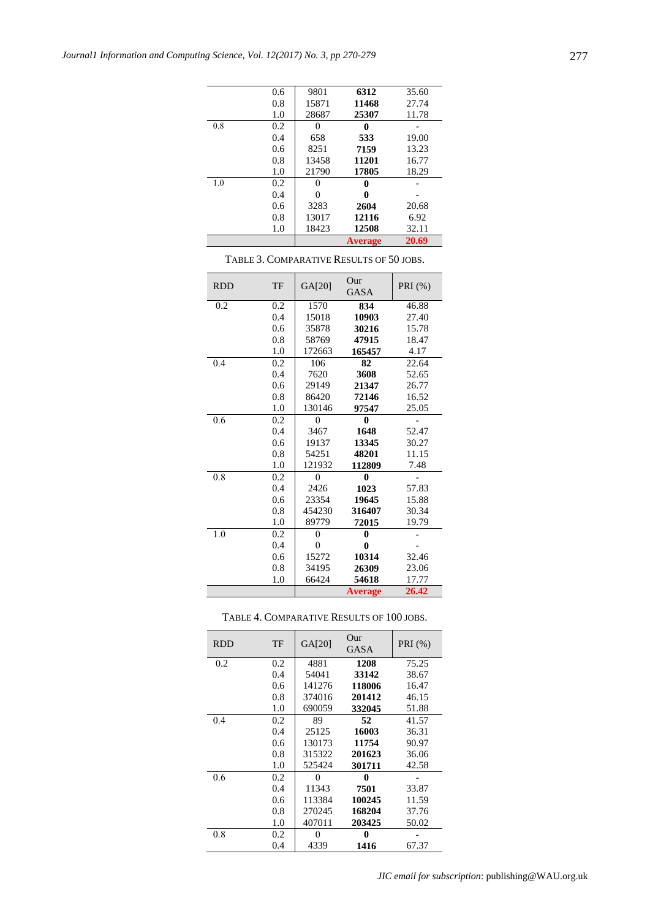| RDD | TF | GA[20] | Our GASA | PRI (%) |
|---|---|---|---|---|
| | 0.6 | 9801 | **6312** | 35.60 |
| | 0.8 | 15871 | **11468** | 27.74 |
| | 1.0 | 28687 | **25307** | 11.78 |
| 0.8 | 0.2 | 0 | **0** | - |
| | 0.4 | 658 | **533** | 19.00 |
| | 0.6 | 8251 | **7159** | 13.23 |
| | 0.8 | 13458 | **11201** | 16.77 |
| | 1.0 | 21790 | **17805** | 18.29 |
| 1.0 | 0.2 | 0 | **0** | - |
| | 0.4 | 0 | **0** | - |
| | 0.6 | 3283 | **2604** | 20.68 |
| | 0.8 | 13017 | **12116** | 6.92 |
| | 1.0 | 18423 | **12508** | 32.11 |
| | | | **Average** | **20.69** |

TABLE 3. COMPARATIVE RESULTS OF 50 JOBS.

| RDD | TF | GA[20] | Our GASA | PRI (%) |
|---|---|---|---|---|
| 0.2 | 0.2 | 1570 | **834** | 46.88 |
| | 0.4 | 15018 | **10903** | 27.40 |
| | 0.6 | 35878 | **30216** | 15.78 |
| | 0.8 | 58769 | **47915** | 18.47 |
| | 1.0 | 172663 | **165457** | 4.17 |
| 0.4 | 0.2 | 106 | **82** | 22.64 |
| | 0.4 | 7620 | **3608** | 52.65 |
| | 0.6 | 29149 | **21347** | 26.77 |
| | 0.8 | 86420 | **72146** | 16.52 |
| | 1.0 | 130146 | **97547** | 25.05 |
| 0.6 | 0.2 | 0 | **0** | - |
| | 0.4 | 3467 | **1648** | 52.47 |
| | 0.6 | 19137 | **13345** | 30.27 |
| | 0.8 | 54251 | **48201** | 11.15 |
| | 1.0 | 121932 | **112809** | 7.48 |
| 0.8 | 0.2 | 0 | **0** | - |
| | 0.4 | 2426 | **1023** | 57.83 |
| | 0.6 | 23354 | **19645** | 15.88 |
| | 0.8 | 454230 | **316407** | 30.34 |
| | 1.0 | 89779 | **72015** | 19.79 |
| 1.0 | 0.2 | 0 | **0** | - |
| | 0.4 | 0 | **0** | - |
| | 0.6 | 15272 | **10314** | 32.46 |
| | 0.8 | 34195 | **26309** | 23.06 |
| | 1.0 | 66424 | **54618** | 17.77 |
| | | | **Average** | **26.42** |

TABLE 4. COMPARATIVE RESULTS OF 100 JOBS.

| RDD | TF | GA[20] | Our GASA | PRI (%) |
|---|---|---|---|---|
| 0.2 | 0.2 | 4881 | **1208** | 75.25 |
| | 0.4 | 54041 | **33142** | 38.67 |
| | 0.6 | 141276 | **118006** | 16.47 |
| | 0.8 | 374016 | **201412** | 46.15 |
| | 1.0 | 690059 | **332045** | 51.88 |
| 0.4 | 0.2 | 89 | **52** | 41.57 |
| | 0.4 | 25125 | **16003** | 36.31 |
| | 0.6 | 130173 | **11754** | 90.97 |
| | 0.8 | 315322 | **201623** | 36.06 |
| | 1.0 | 525424 | **301711** | 42.58 |
| 0.6 | 0.2 | 0 | **0** | - |
| | 0.4 | 11343 | **7501** | 33.87 |
| | 0.6 | 113384 | **100245** | 11.59 |
| | 0.8 | 270245 | **168204** | 37.76 |
| | 1.0 | 407011 | **203425** | 50.02 |
| 0.8 | 0.2 | 0 | **0** | - |
| | 0.4 | 4339 | **1416** | 67.37 |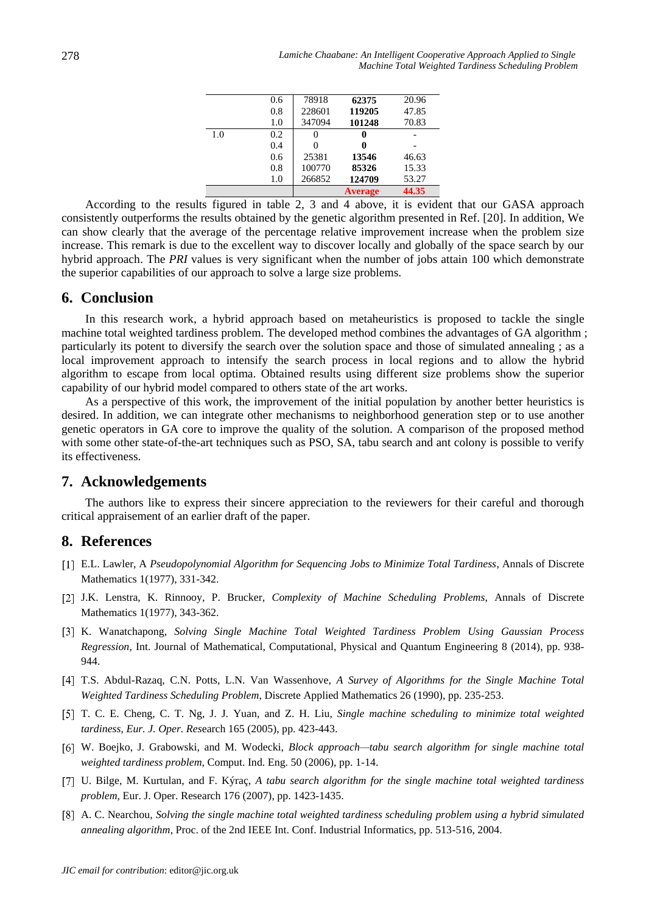| | | | | |
|---|---|---|---|---|
| | 0.6 | 78918 | **62375** | 20.96 |
| | 0.8 | 228601 | **119205** | 47.85 |
| | 1.0 | 347094 | **101248** | 70.83 |
| 1.0 | 0.2 | 0 | **0** | - |
| | 0.4 | 0 | **0** | - |
| | 0.6 | 25381 | **13546** | 46.63 |
| | 0.8 | 100770 | **85326** | 15.33 |
| | 1.0 | 266852 | **124709** | 53.27 |
| | | | **Average** | **44.35** |

According to the results figured in table 2, 3 and 4 above, it is evident that our GASA approach consistently outperforms the results obtained by the genetic algorithm presented in Ref. [20]. In addition, We can show clearly that the average of the percentage relative improvement increase when the problem size increase. This remark is due to the excellent way to discover locally and globally of the space search by our hybrid approach. The *PRI* values is very significant when the number of jobs attain 100 which demonstrate the superior capabilities of our approach to solve a large size problems.

## 6. Conclusion

In this research work, a hybrid approach based on metaheuristics is proposed to tackle the single machine total weighted tardiness problem. The developed method combines the advantages of GA algorithm ; particularly its potent to diversify the search over the solution space and those of simulated annealing ; as a local improvement approach to intensify the search process in local regions and to allow the hybrid algorithm to escape from local optima. Obtained results using different size problems show the superior capability of our hybrid model compared to others state of the art works.

As a perspective of this work, the improvement of the initial population by another better heuristics is desired. In addition, we can integrate other mechanisms to neighborhood generation step or to use another genetic operators in GA core to improve the quality of the solution. A comparison of the proposed method with some other state-of-the-art techniques such as PSO, SA, tabu search and ant colony is possible to verify its effectiveness.

## 7. Acknowledgements

The authors like to express their sincere appreciation to the reviewers for their careful and thorough critical appraisement of an earlier draft of the paper.

## 8. References

[1] E.L. Lawler, A *Pseudopolynomial Algorithm for Sequencing Jobs to Minimize Total Tardiness*, Annals of Discrete Mathematics 1(1977), 331-342.

[2] J.K. Lenstra, K. Rinnooy, P. Brucker, *Complexity of Machine Scheduling Problems,* Annals of Discrete Mathematics 1(1977), 343-362.

[3] K. Wanatchapong, *Solving Single Machine Total Weighted Tardiness Problem Using Gaussian Process Regression*, Int. Journal of Mathematical, Computational, Physical and Quantum Engineering 8 (2014), pp. 938-944.

[4] T.S. Abdul-Razaq, C.N. Potts, L.N. Van Wassenhove, *A Survey of Algorithms for the Single Machine Total Weighted Tardiness Scheduling Problem*, Discrete Applied Mathematics 26 (1990), pp. 235-253.

[5] T. C. E. Cheng, C. T. Ng, J. J. Yuan, and Z. H. Liu, *Single machine scheduling to minimize total weighted tardiness*, *Eur. J. Oper. Res*earch 165 (2005), pp. 423-443.

[6] W. Boejko, J. Grabowski, and M. Wodecki, *Block approach—tabu search algorithm for single machine total weighted tardiness problem*, Comput. Ind. Eng. 50 (2006), pp. 1-14.

[7] U. Bilge, M. Kurtulan, and F. Kýraç, *A tabu search algorithm for the single machine total weighted tardiness problem*, Eur. J. Oper. Research 176 (2007), pp. 1423-1435.

[8] A. C. Nearchou, *Solving the single machine total weighted tardiness scheduling problem using a hybrid simulated annealing algorithm*, Proc. of the 2nd IEEE Int. Conf. Industrial Informatics, pp. 513-516, 2004.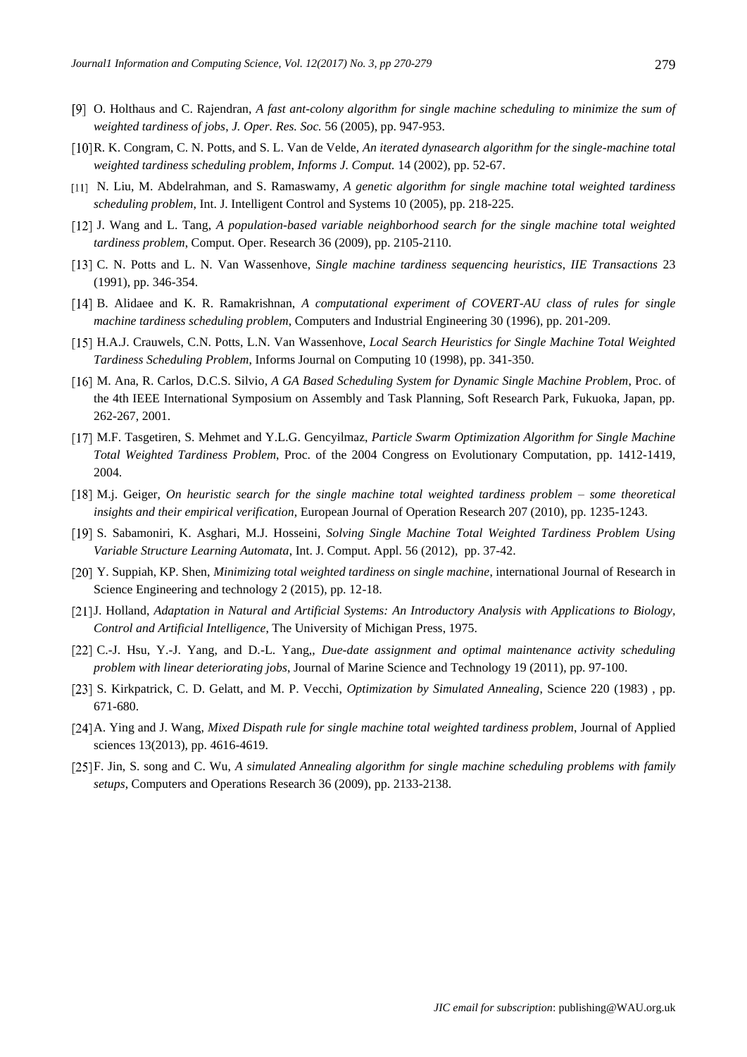[9] O. Holthaus and C. Rajendran, *A fast ant-colony algorithm for single machine scheduling to minimize the sum of weighted tardiness of jobs*, *J. Oper. Res. Soc.* 56 (2005), pp. 947-953.

[10] R. K. Congram, C. N. Potts, and S. L. Van de Velde, *An iterated dynasearch algorithm for the single-machine total weighted tardiness scheduling problem*, *Informs J. Comput.* 14 (2002), pp. 52-67.

[11] N. Liu, M. Abdelrahman, and S. Ramaswamy, *A genetic algorithm for single machine total weighted tardiness scheduling problem*, Int. J. Intelligent Control and Systems 10 (2005), pp. 218-225.

[12] J. Wang and L. Tang, *A population-based variable neighborhood search for the single machine total weighted tardiness problem*, Comput. Oper. Research 36 (2009), pp. 2105-2110.

[13] C. N. Potts and L. N. Van Wassenhove, *Single machine tardiness sequencing heuristics*, *IIE Transactions* 23 (1991), pp. 346-354.

[14] B. Alidaee and K. R. Ramakrishnan, *A computational experiment of COVERT-AU class of rules for single machine tardiness scheduling problem*, Computers and Industrial Engineering 30 (1996), pp. 201-209.

[15] H.A.J. Crauwels, C.N. Potts, L.N. Van Wassenhove, *Local Search Heuristics for Single Machine Total Weighted Tardiness Scheduling Problem*, Informs Journal on Computing 10 (1998), pp. 341-350.

[16] M. Ana, R. Carlos, D.C.S. Silvio, *A GA Based Scheduling System for Dynamic Single Machine Problem*, Proc. of the 4th IEEE International Symposium on Assembly and Task Planning, Soft Research Park, Fukuoka, Japan, pp. 262-267, 2001.

[17] M.F. Tasgetiren, S. Mehmet and Y.L.G. Gencyilmaz, *Particle Swarm Optimization Algorithm for Single Machine Total Weighted Tardiness Problem*, Proc. of the 2004 Congress on Evolutionary Computation, pp. 1412-1419, 2004.

[18] M.j. Geiger, *On heuristic search for the single machine total weighted tardiness problem – some theoretical insights and their empirical verification*, European Journal of Operation Research 207 (2010), pp. 1235-1243.

[19] S. Sabamoniri, K. Asghari, M.J. Hosseini, *Solving Single Machine Total Weighted Tardiness Problem Using Variable Structure Learning Automata*, Int. J. Comput. Appl. 56 (2012), pp. 37-42.

[20] Y. Suppiah, KP. Shen, *Minimizing total weighted tardiness on single machine*, international Journal of Research in Science Engineering and technology 2 (2015), pp. 12-18.

[21] J. Holland, *Adaptation in Natural and Artificial Systems: An Introductory Analysis with Applications to Biology, Control and Artificial Intelligence*, The University of Michigan Press, 1975.

[22] C.-J. Hsu, Y.-J. Yang, and D.-L. Yang,, *Due-date assignment and optimal maintenance activity scheduling problem with linear deteriorating jobs*, Journal of Marine Science and Technology 19 (2011), pp. 97-100.

[23] S. Kirkpatrick, C. D. Gelatt, and M. P. Vecchi, *Optimization by Simulated Annealing*, Science 220 (1983) , pp. 671-680.

[24] A. Ying and J. Wang, *Mixed Dispath rule for single machine total weighted tardiness problem*, Journal of Applied sciences 13(2013), pp. 4616-4619.

[25] F. Jin, S. song and C. Wu, *A simulated Annealing algorithm for single machine scheduling problems with family setups*, Computers and Operations Research 36 (2009), pp. 2133-2138.